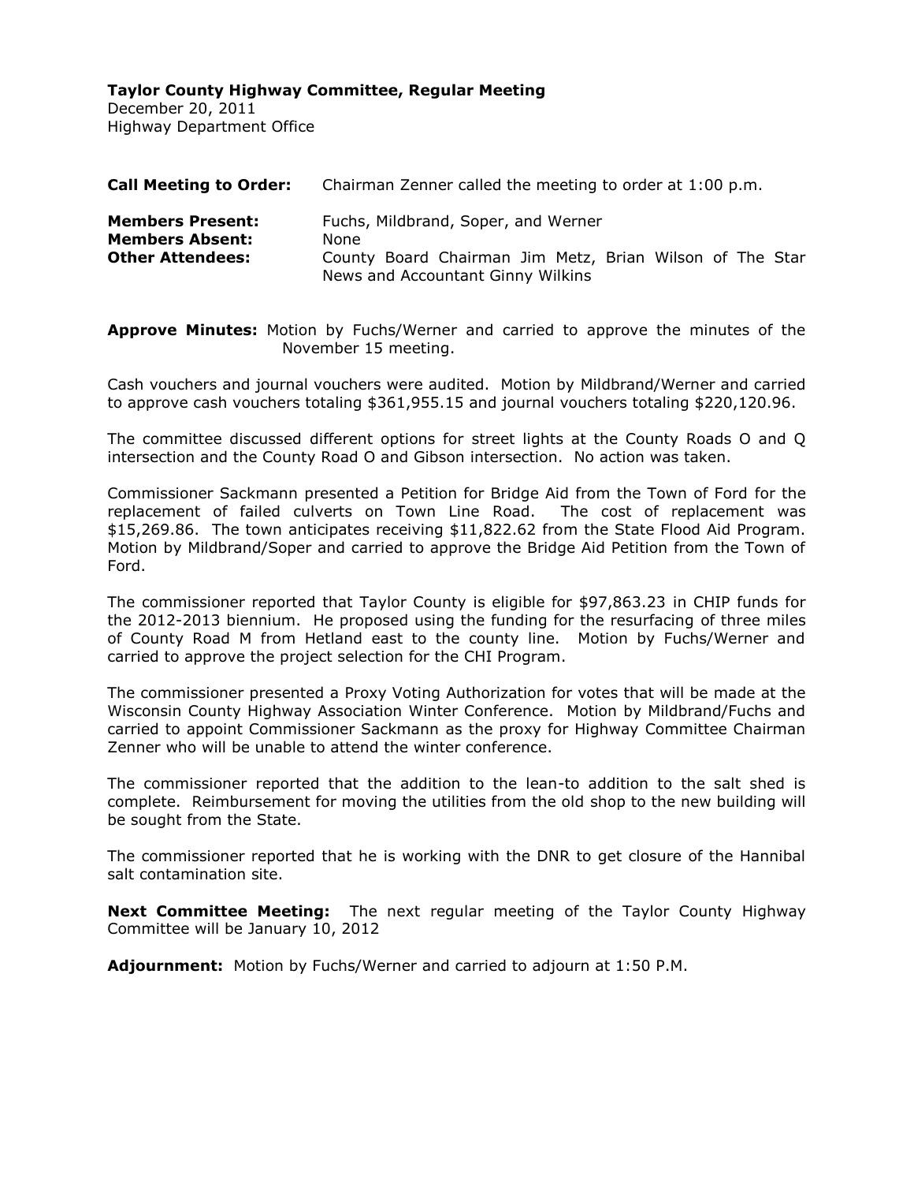**Taylor County Highway Committee, Regular Meeting**
December 20, 2011
Highway Department Office

**Call Meeting to Order:** Chairman Zenner called the meeting to order at 1:00 p.m.

**Members Present:** Fuchs, Mildbrand, Soper, and Werner
**Members Absent:** None
**Other Attendees:** County Board Chairman Jim Metz, Brian Wilson of The Star News and Accountant Ginny Wilkins

**Approve Minutes:** Motion by Fuchs/Werner and carried to approve the minutes of the November 15 meeting.

Cash vouchers and journal vouchers were audited. Motion by Mildbrand/Werner and carried to approve cash vouchers totaling $361,955.15 and journal vouchers totaling $220,120.96.

The committee discussed different options for street lights at the County Roads O and Q intersection and the County Road O and Gibson intersection. No action was taken.

Commissioner Sackmann presented a Petition for Bridge Aid from the Town of Ford for the replacement of failed culverts on Town Line Road. The cost of replacement was $15,269.86. The town anticipates receiving $11,822.62 from the State Flood Aid Program. Motion by Mildbrand/Soper and carried to approve the Bridge Aid Petition from the Town of Ford.

The commissioner reported that Taylor County is eligible for $97,863.23 in CHIP funds for the 2012-2013 biennium. He proposed using the funding for the resurfacing of three miles of County Road M from Hetland east to the county line. Motion by Fuchs/Werner and carried to approve the project selection for the CHI Program.

The commissioner presented a Proxy Voting Authorization for votes that will be made at the Wisconsin County Highway Association Winter Conference. Motion by Mildbrand/Fuchs and carried to appoint Commissioner Sackmann as the proxy for Highway Committee Chairman Zenner who will be unable to attend the winter conference.

The commissioner reported that the addition to the lean-to addition to the salt shed is complete. Reimbursement for moving the utilities from the old shop to the new building will be sought from the State.

The commissioner reported that he is working with the DNR to get closure of the Hannibal salt contamination site.

**Next Committee Meeting:** The next regular meeting of the Taylor County Highway Committee will be January 10, 2012

**Adjournment:** Motion by Fuchs/Werner and carried to adjourn at 1:50 P.M.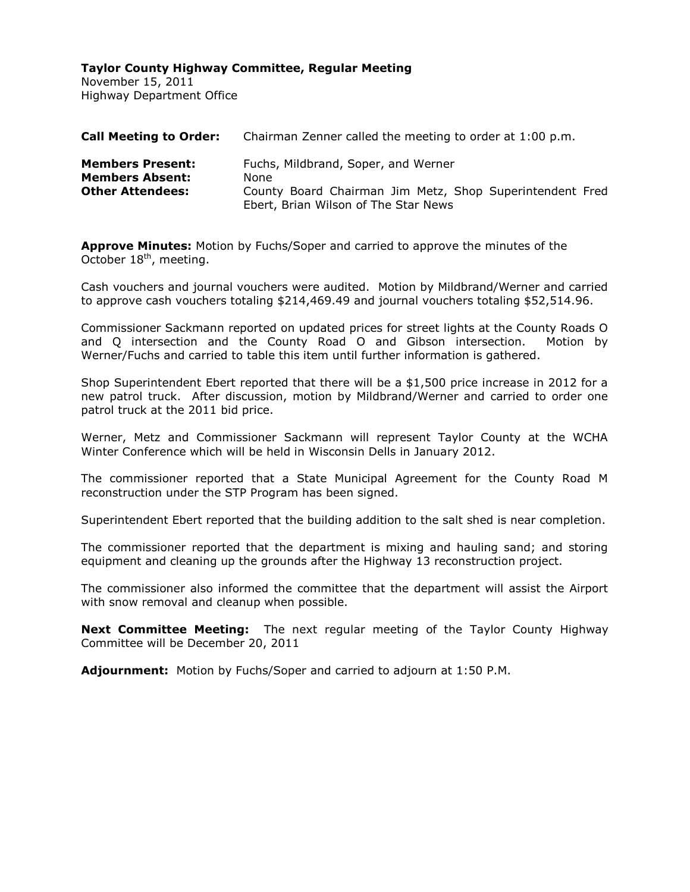**Taylor County Highway Committee, Regular Meeting**
November 15, 2011
Highway Department Office

**Call Meeting to Order:** Chairman Zenner called the meeting to order at 1:00 p.m.

**Members Present:** Fuchs, Mildbrand, Soper, and Werner
**Members Absent:** None
**Other Attendees:** County Board Chairman Jim Metz, Shop Superintendent Fred Ebert, Brian Wilson of The Star News

**Approve Minutes:** Motion by Fuchs/Soper and carried to approve the minutes of the October 18th, meeting.

Cash vouchers and journal vouchers were audited. Motion by Mildbrand/Werner and carried to approve cash vouchers totaling $214,469.49 and journal vouchers totaling $52,514.96.

Commissioner Sackmann reported on updated prices for street lights at the County Roads O and Q intersection and the County Road O and Gibson intersection. Motion by Werner/Fuchs and carried to table this item until further information is gathered.

Shop Superintendent Ebert reported that there will be a $1,500 price increase in 2012 for a new patrol truck. After discussion, motion by Mildbrand/Werner and carried to order one patrol truck at the 2011 bid price.

Werner, Metz and Commissioner Sackmann will represent Taylor County at the WCHA Winter Conference which will be held in Wisconsin Dells in January 2012.

The commissioner reported that a State Municipal Agreement for the County Road M reconstruction under the STP Program has been signed.

Superintendent Ebert reported that the building addition to the salt shed is near completion.

The commissioner reported that the department is mixing and hauling sand; and storing equipment and cleaning up the grounds after the Highway 13 reconstruction project.

The commissioner also informed the committee that the department will assist the Airport with snow removal and cleanup when possible.

**Next Committee Meeting:** The next regular meeting of the Taylor County Highway Committee will be December 20, 2011

**Adjournment:** Motion by Fuchs/Soper and carried to adjourn at 1:50 P.M.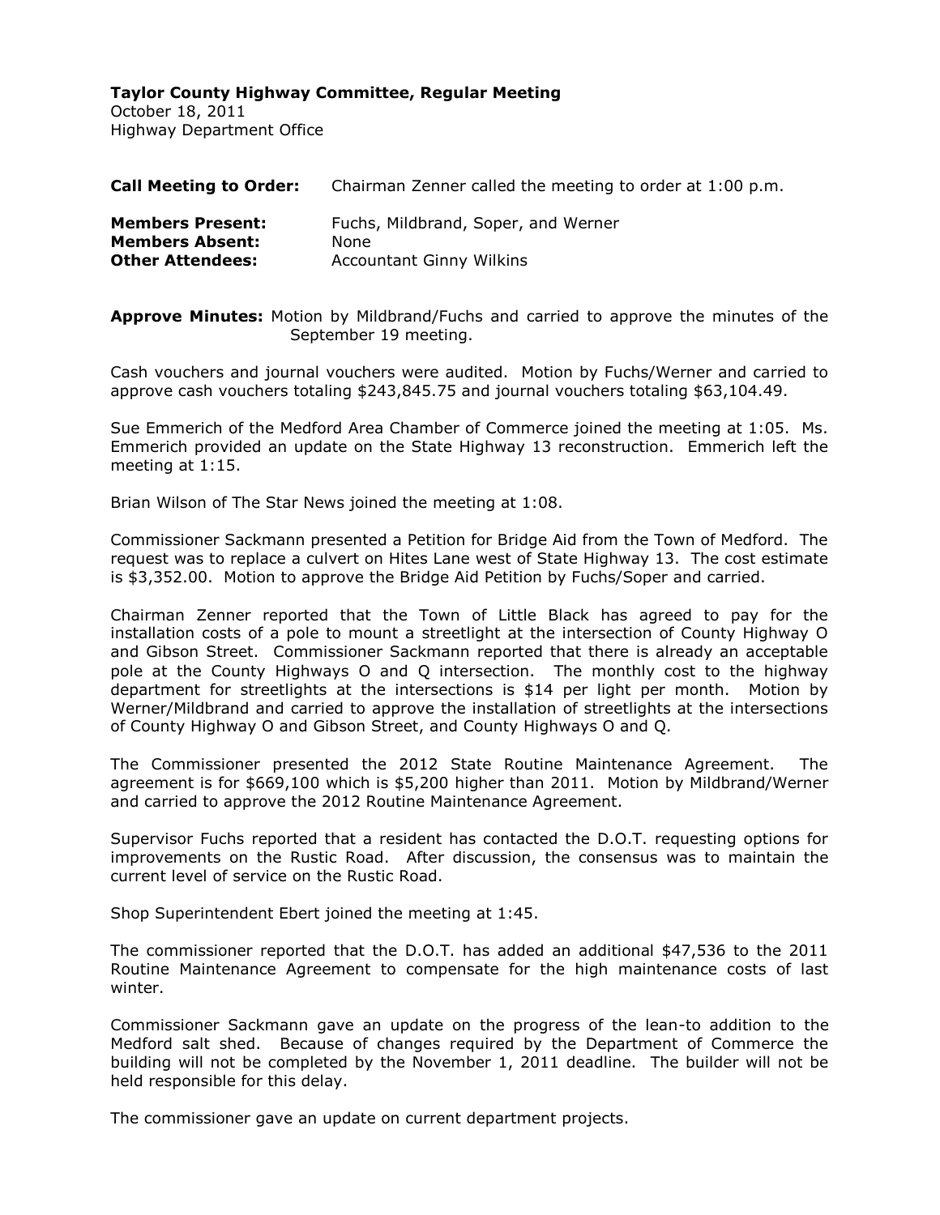**Taylor County Highway Committee, Regular Meeting**
October 18, 2011
Highway Department Office

**Call Meeting to Order:** Chairman Zenner called the meeting to order at 1:00 p.m.

**Members Present:** Fuchs, Mildbrand, Soper, and Werner
**Members Absent:** None
**Other Attendees:** Accountant Ginny Wilkins

**Approve Minutes:** Motion by Mildbrand/Fuchs and carried to approve the minutes of the September 19 meeting.

Cash vouchers and journal vouchers were audited. Motion by Fuchs/Werner and carried to approve cash vouchers totaling $243,845.75 and journal vouchers totaling $63,104.49.

Sue Emmerich of the Medford Area Chamber of Commerce joined the meeting at 1:05. Ms. Emmerich provided an update on the State Highway 13 reconstruction. Emmerich left the meeting at 1:15.

Brian Wilson of The Star News joined the meeting at 1:08.

Commissioner Sackmann presented a Petition for Bridge Aid from the Town of Medford. The request was to replace a culvert on Hites Lane west of State Highway 13. The cost estimate is $3,352.00. Motion to approve the Bridge Aid Petition by Fuchs/Soper and carried.

Chairman Zenner reported that the Town of Little Black has agreed to pay for the installation costs of a pole to mount a streetlight at the intersection of County Highway O and Gibson Street. Commissioner Sackmann reported that there is already an acceptable pole at the County Highways O and Q intersection. The monthly cost to the highway department for streetlights at the intersections is $14 per light per month. Motion by Werner/Mildbrand and carried to approve the installation of streetlights at the intersections of County Highway O and Gibson Street, and County Highways O and Q.

The Commissioner presented the 2012 State Routine Maintenance Agreement. The agreement is for $669,100 which is $5,200 higher than 2011. Motion by Mildbrand/Werner and carried to approve the 2012 Routine Maintenance Agreement.

Supervisor Fuchs reported that a resident has contacted the D.O.T. requesting options for improvements on the Rustic Road. After discussion, the consensus was to maintain the current level of service on the Rustic Road.

Shop Superintendent Ebert joined the meeting at 1:45.

The commissioner reported that the D.O.T. has added an additional $47,536 to the 2011 Routine Maintenance Agreement to compensate for the high maintenance costs of last winter.

Commissioner Sackmann gave an update on the progress of the lean-to addition to the Medford salt shed. Because of changes required by the Department of Commerce the building will not be completed by the November 1, 2011 deadline. The builder will not be held responsible for this delay.

The commissioner gave an update on current department projects.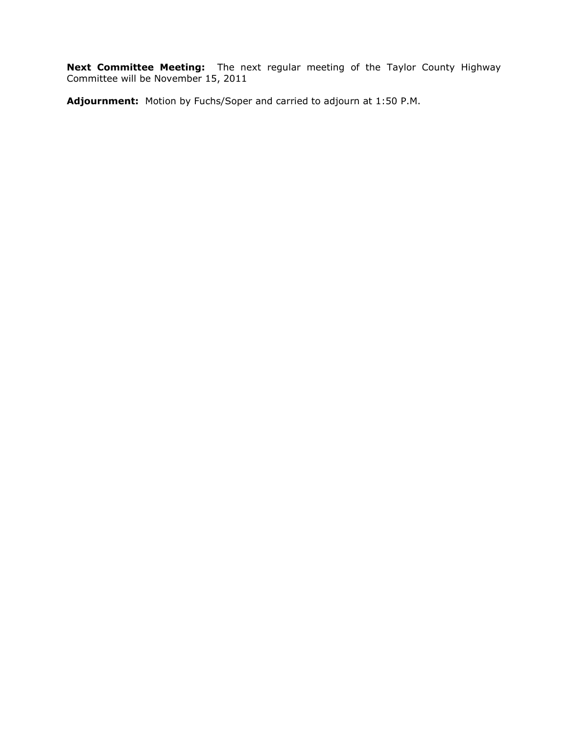**Next Committee Meeting:** The next regular meeting of the Taylor County Highway Committee will be November 15, 2011

**Adjournment:** Motion by Fuchs/Soper and carried to adjourn at 1:50 P.M.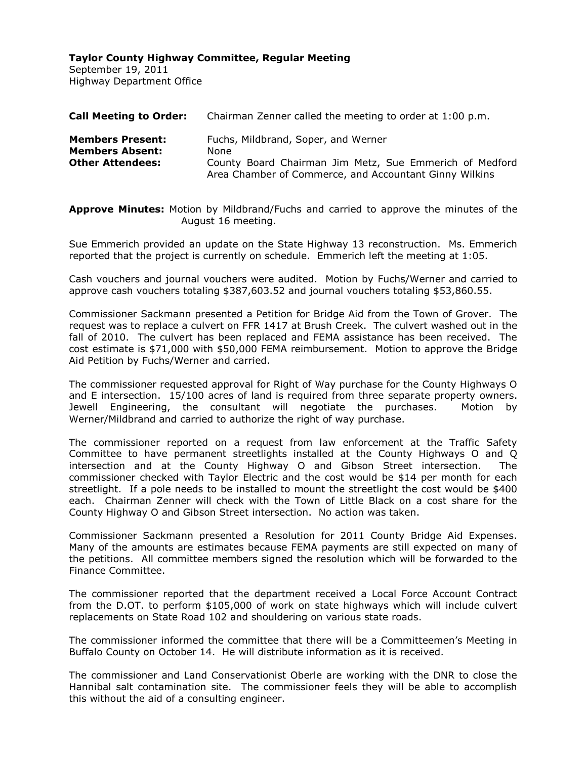**Taylor County Highway Committee, Regular Meeting**
September 19, 2011
Highway Department Office

**Call Meeting to Order:** Chairman Zenner called the meeting to order at 1:00 p.m.

**Members Present:** Fuchs, Mildbrand, Soper, and Werner
**Members Absent:** None
**Other Attendees:** County Board Chairman Jim Metz, Sue Emmerich of Medford Area Chamber of Commerce, and Accountant Ginny Wilkins

**Approve Minutes:** Motion by Mildbrand/Fuchs and carried to approve the minutes of the August 16 meeting.

Sue Emmerich provided an update on the State Highway 13 reconstruction. Ms. Emmerich reported that the project is currently on schedule. Emmerich left the meeting at 1:05.

Cash vouchers and journal vouchers were audited. Motion by Fuchs/Werner and carried to approve cash vouchers totaling $387,603.52 and journal vouchers totaling $53,860.55.

Commissioner Sackmann presented a Petition for Bridge Aid from the Town of Grover. The request was to replace a culvert on FFR 1417 at Brush Creek. The culvert washed out in the fall of 2010. The culvert has been replaced and FEMA assistance has been received. The cost estimate is $71,000 with $50,000 FEMA reimbursement. Motion to approve the Bridge Aid Petition by Fuchs/Werner and carried.

The commissioner requested approval for Right of Way purchase for the County Highways O and E intersection. 15/100 acres of land is required from three separate property owners. Jewell Engineering, the consultant will negotiate the purchases. Motion by Werner/Mildbrand and carried to authorize the right of way purchase.

The commissioner reported on a request from law enforcement at the Traffic Safety Committee to have permanent streetlights installed at the County Highways O and Q intersection and at the County Highway O and Gibson Street intersection. The commissioner checked with Taylor Electric and the cost would be $14 per month for each streetlight. If a pole needs to be installed to mount the streetlight the cost would be $400 each. Chairman Zenner will check with the Town of Little Black on a cost share for the County Highway O and Gibson Street intersection. No action was taken.

Commissioner Sackmann presented a Resolution for 2011 County Bridge Aid Expenses. Many of the amounts are estimates because FEMA payments are still expected on many of the petitions. All committee members signed the resolution which will be forwarded to the Finance Committee.

The commissioner reported that the department received a Local Force Account Contract from the D.OT. to perform $105,000 of work on state highways which will include culvert replacements on State Road 102 and shouldering on various state roads.

The commissioner informed the committee that there will be a Committeemen's Meeting in Buffalo County on October 14. He will distribute information as it is received.

The commissioner and Land Conservationist Oberle are working with the DNR to close the Hannibal salt contamination site. The commissioner feels they will be able to accomplish this without the aid of a consulting engineer.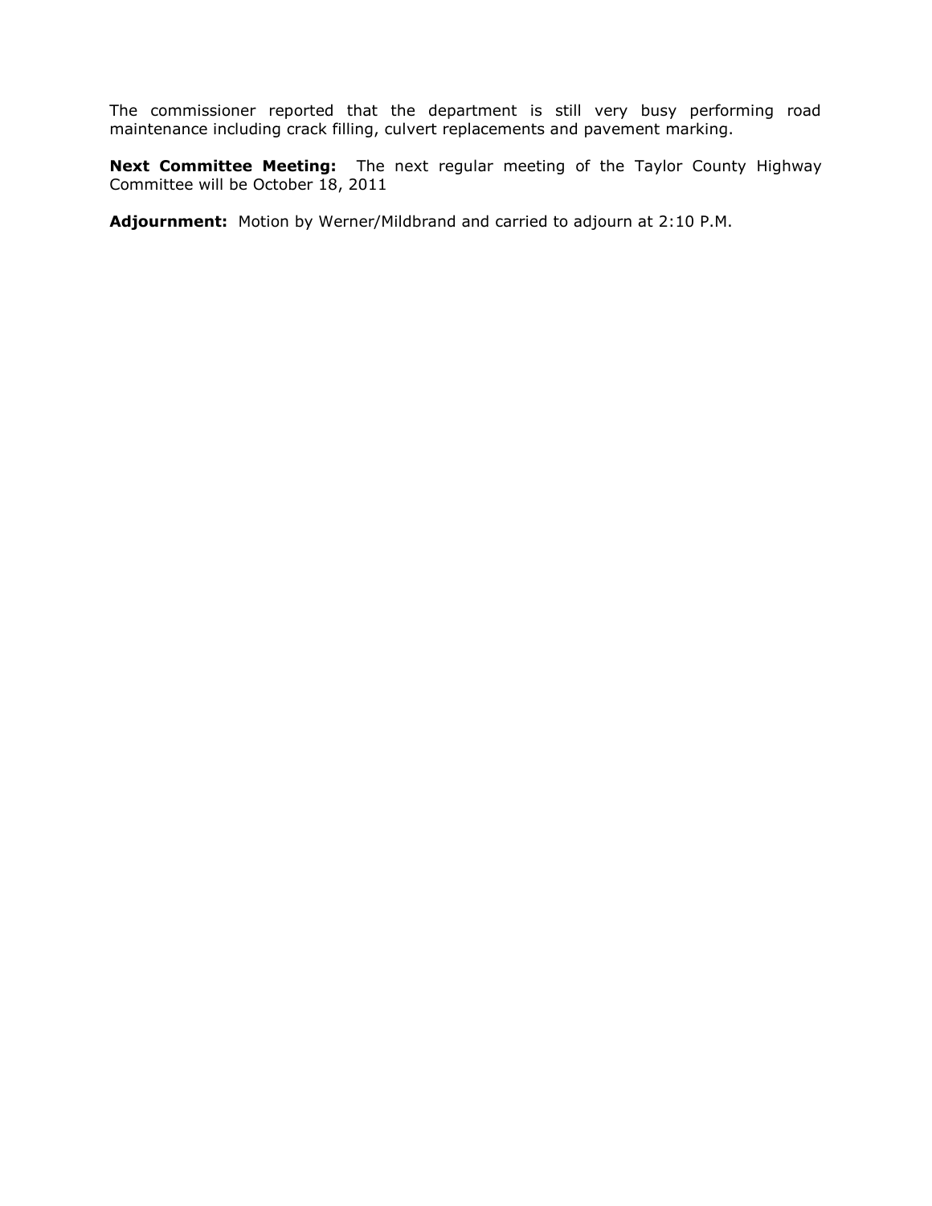The commissioner reported that the department is still very busy performing road maintenance including crack filling, culvert replacements and pavement marking.

**Next Committee Meeting:** The next regular meeting of the Taylor County Highway Committee will be October 18, 2011

**Adjournment:** Motion by Werner/Mildbrand and carried to adjourn at 2:10 P.M.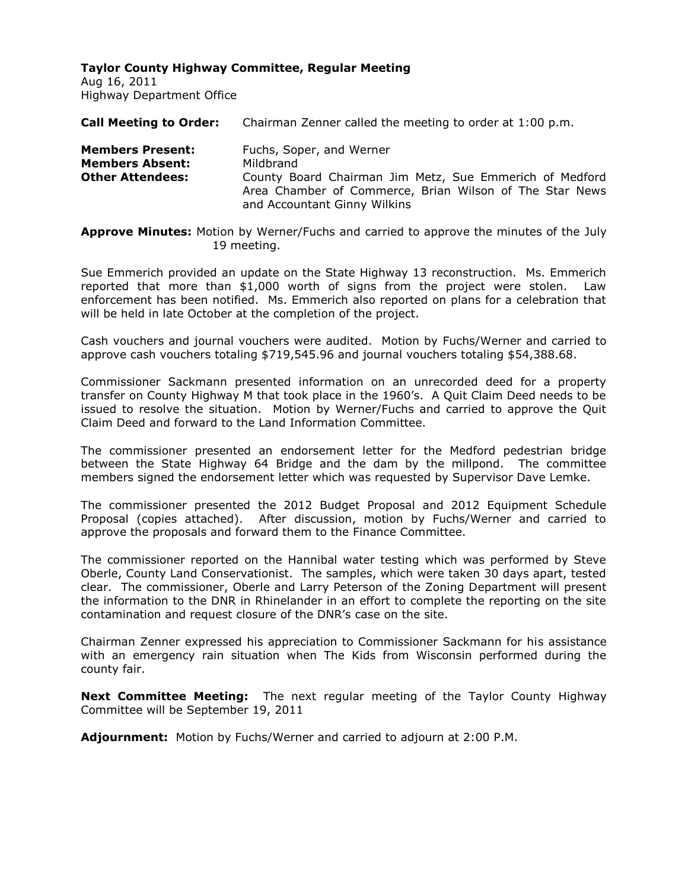**Taylor County Highway Committee, Regular Meeting**
Aug 16, 2011
Highway Department Office

**Call Meeting to Order:** Chairman Zenner called the meeting to order at 1:00 p.m.

**Members Present:** Fuchs, Soper, and Werner
**Members Absent:** Mildbrand
**Other Attendees:** County Board Chairman Jim Metz, Sue Emmerich of Medford Area Chamber of Commerce, Brian Wilson of The Star News and Accountant Ginny Wilkins

**Approve Minutes:** Motion by Werner/Fuchs and carried to approve the minutes of the July 19 meeting.

Sue Emmerich provided an update on the State Highway 13 reconstruction. Ms. Emmerich reported that more than $1,000 worth of signs from the project were stolen. Law enforcement has been notified. Ms. Emmerich also reported on plans for a celebration that will be held in late October at the completion of the project.

Cash vouchers and journal vouchers were audited. Motion by Fuchs/Werner and carried to approve cash vouchers totaling $719,545.96 and journal vouchers totaling $54,388.68.

Commissioner Sackmann presented information on an unrecorded deed for a property transfer on County Highway M that took place in the 1960's. A Quit Claim Deed needs to be issued to resolve the situation. Motion by Werner/Fuchs and carried to approve the Quit Claim Deed and forward to the Land Information Committee.

The commissioner presented an endorsement letter for the Medford pedestrian bridge between the State Highway 64 Bridge and the dam by the millpond. The committee members signed the endorsement letter which was requested by Supervisor Dave Lemke.

The commissioner presented the 2012 Budget Proposal and 2012 Equipment Schedule Proposal (copies attached). After discussion, motion by Fuchs/Werner and carried to approve the proposals and forward them to the Finance Committee.

The commissioner reported on the Hannibal water testing which was performed by Steve Oberle, County Land Conservationist. The samples, which were taken 30 days apart, tested clear. The commissioner, Oberle and Larry Peterson of the Zoning Department will present the information to the DNR in Rhinelander in an effort to complete the reporting on the site contamination and request closure of the DNR's case on the site.

Chairman Zenner expressed his appreciation to Commissioner Sackmann for his assistance with an emergency rain situation when The Kids from Wisconsin performed during the county fair.

**Next Committee Meeting:** The next regular meeting of the Taylor County Highway Committee will be September 19, 2011

**Adjournment:** Motion by Fuchs/Werner and carried to adjourn at 2:00 P.M.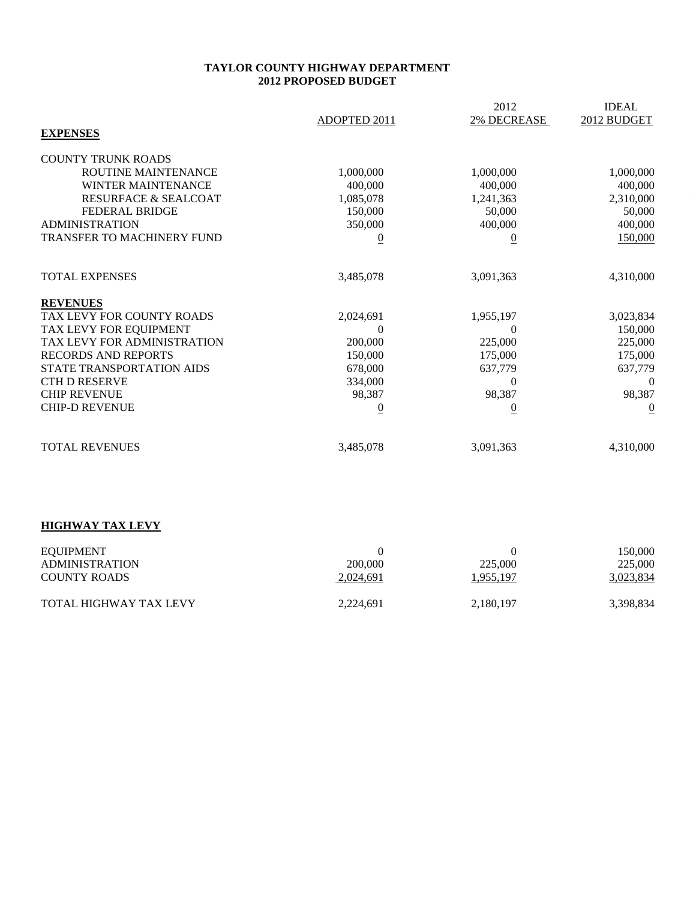# TAYLOR COUNTY HIGHWAY DEPARTMENT
## 2012 PROPOSED BUDGET

| | ADOPTED 2011 | 2012 2% DECREASE | IDEAL 2012 BUDGET |
|---|---|---|---|
| **EXPENSES** | | | |
| COUNTY TRUNK ROADS | | | |
| ROUTINE MAINTENANCE | 1,000,000 | 1,000,000 | 1,000,000 |
| WINTER MAINTENANCE | 400,000 | 400,000 | 400,000 |
| RESURFACE & SEALCOAT | 1,085,078 | 1,241,363 | 2,310,000 |
| FEDERAL BRIDGE | 150,000 | 50,000 | 50,000 |
| ADMINISTRATION | 350,000 | 400,000 | 400,000 |
| TRANSFER TO MACHINERY FUND | 0 | 0 | 150,000 |
| TOTAL EXPENSES | 3,485,078 | 3,091,363 | 4,310,000 |
| **REVENUES** | | | |
| TAX LEVY FOR COUNTY ROADS | 2,024,691 | 1,955,197 | 3,023,834 |
| TAX LEVY FOR EQUIPMENT | 0 | 0 | 150,000 |
| TAX LEVY FOR ADMINISTRATION | 200,000 | 225,000 | 225,000 |
| RECORDS AND REPORTS | 150,000 | 175,000 | 175,000 |
| STATE TRANSPORTATION AIDS | 678,000 | 637,779 | 637,779 |
| CTH D RESERVE | 334,000 | 0 | 0 |
| CHIP REVENUE | 98,387 | 98,387 | 98,387 |
| CHIP-D REVENUE | 0 | 0 | 0 |
| TOTAL REVENUES | 3,485,078 | 3,091,363 | 4,310,000 |

**HIGHWAY TAX LEVY**

| | ADOPTED 2011 | 2012 2% DECREASE | IDEAL 2012 BUDGET |
|---|---|---|---|
| EQUIPMENT | 0 | 0 | 150,000 |
| ADMINISTRATION | 200,000 | 225,000 | 225,000 |
| COUNTY ROADS | 2,024,691 | 1,955,197 | 3,023,834 |
| TOTAL HIGHWAY TAX LEVY | 2,224,691 | 2,180,197 | 3,398,834 |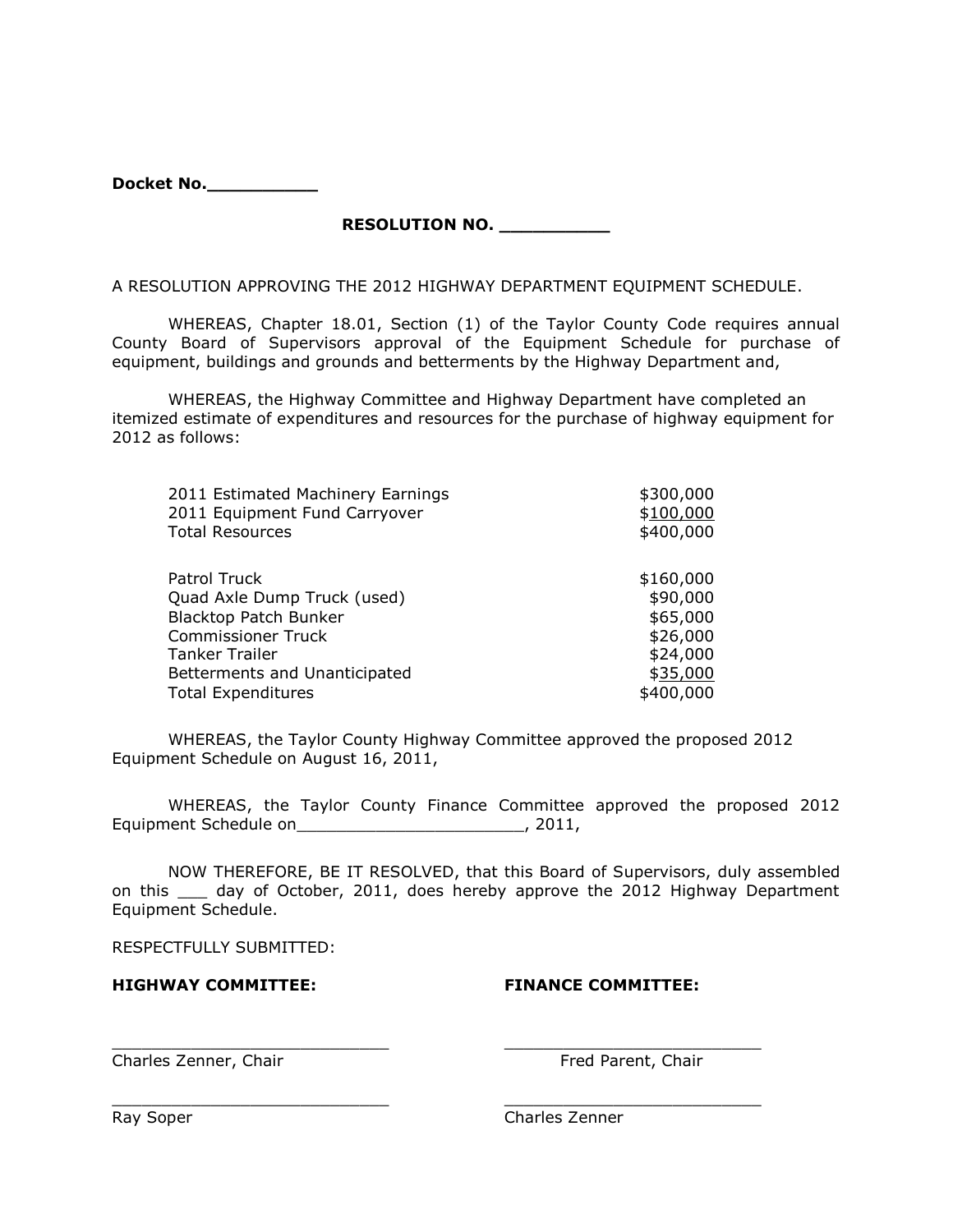**Docket No.__________**

**RESOLUTION NO. __________**

A RESOLUTION APPROVING THE 2012 HIGHWAY DEPARTMENT EQUIPMENT SCHEDULE.

WHEREAS, Chapter 18.01, Section (1) of the Taylor County Code requires annual County Board of Supervisors approval of the Equipment Schedule for purchase of equipment, buildings and grounds and betterments by the Highway Department and,

WHEREAS, the Highway Committee and Highway Department have completed an itemized estimate of expenditures and resources for the purchase of highway equipment for 2012 as follows:

| | |
|---|---|
| 2011 Estimated Machinery Earnings | $300,000 |
| 2011 Equipment Fund Carryover | $100,000 |
| Total Resources | $400,000 |
| | |
| Patrol Truck | $160,000 |
| Quad Axle Dump Truck (used) | $90,000 |
| Blacktop Patch Bunker | $65,000 |
| Commissioner Truck | $26,000 |
| Tanker Trailer | $24,000 |
| Betterments and Unanticipated | $35,000 |
| Total Expenditures | $400,000 |

WHEREAS, the Taylor County Highway Committee approved the proposed 2012 Equipment Schedule on August 16, 2011,

WHEREAS, the Taylor County Finance Committee approved the proposed 2012 Equipment Schedule on_______________________, 2011,

NOW THEREFORE, BE IT RESOLVED, that this Board of Supervisors, duly assembled on this ___ day of October, 2011, does hereby approve the 2012 Highway Department Equipment Schedule.

RESPECTFULLY SUBMITTED:

**HIGHWAY COMMITTEE:**

_____________________________
Charles Zenner, Chair

_____________________________
Ray Soper

**FINANCE COMMITTEE:**

_____________________________
Fred Parent, Chair

_____________________________
Charles Zenner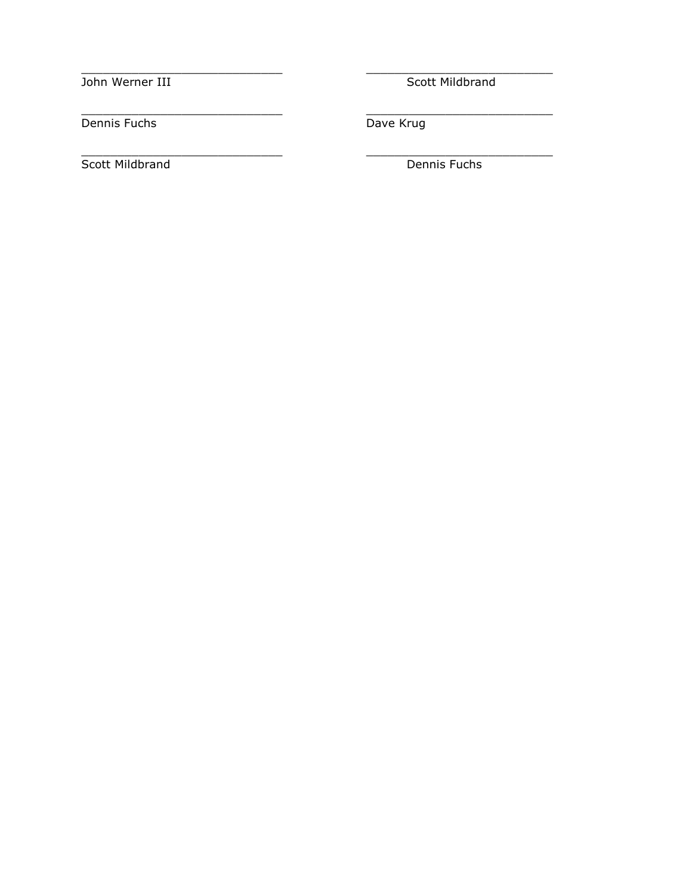______________________________
John Werner III

______________________________
Scott Mildbrand

______________________________
Dennis Fuchs

______________________________
Dave Krug

______________________________
Scott Mildbrand

______________________________
Dennis Fuchs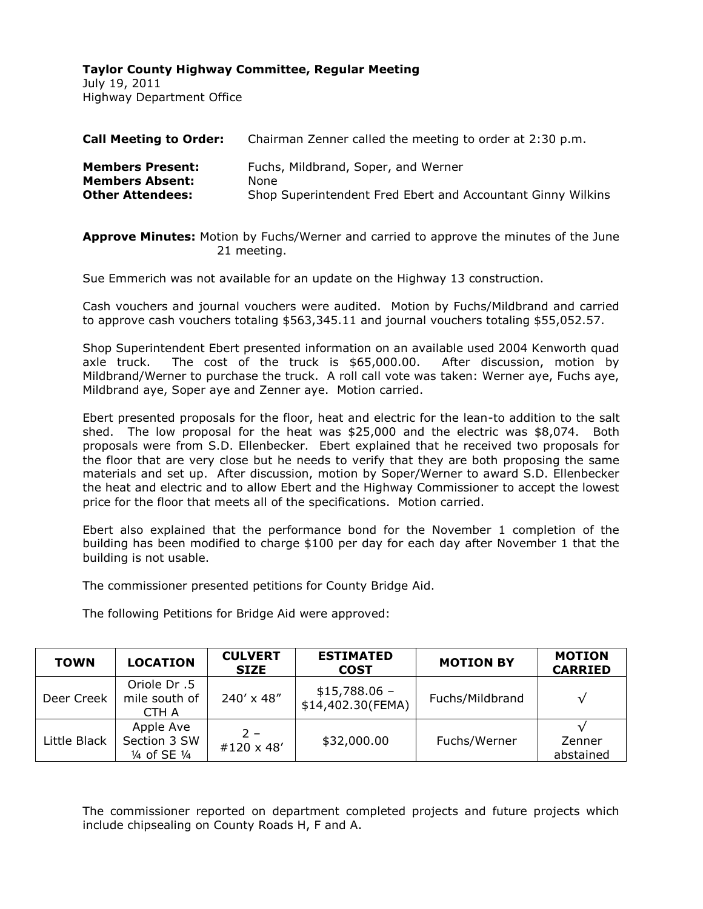**Taylor County Highway Committee, Regular Meeting**
July 19, 2011
Highway Department Office

**Call Meeting to Order:** Chairman Zenner called the meeting to order at 2:30 p.m.

**Members Present:** Fuchs, Mildbrand, Soper, and Werner
**Members Absent:** None
**Other Attendees:** Shop Superintendent Fred Ebert and Accountant Ginny Wilkins

**Approve Minutes:** Motion by Fuchs/Werner and carried to approve the minutes of the June 21 meeting.

Sue Emmerich was not available for an update on the Highway 13 construction.

Cash vouchers and journal vouchers were audited. Motion by Fuchs/Mildbrand and carried to approve cash vouchers totaling $563,345.11 and journal vouchers totaling $55,052.57.

Shop Superintendent Ebert presented information on an available used 2004 Kenworth quad axle truck. The cost of the truck is $65,000.00. After discussion, motion by Mildbrand/Werner to purchase the truck. A roll call vote was taken: Werner aye, Fuchs aye, Mildbrand aye, Soper aye and Zenner aye. Motion carried.

Ebert presented proposals for the floor, heat and electric for the lean-to addition to the salt shed. The low proposal for the heat was $25,000 and the electric was $8,074. Both proposals were from S.D. Ellenbecker. Ebert explained that he received two proposals for the floor that are very close but he needs to verify that they are both proposing the same materials and set up. After discussion, motion by Soper/Werner to award S.D. Ellenbecker the heat and electric and to allow Ebert and the Highway Commissioner to accept the lowest price for the floor that meets all of the specifications. Motion carried.

Ebert also explained that the performance bond for the November 1 completion of the building has been modified to charge $100 per day for each day after November 1 that the building is not usable.

The commissioner presented petitions for County Bridge Aid.

The following Petitions for Bridge Aid were approved:

| TOWN | LOCATION | CULVERT SIZE | ESTIMATED COST | MOTION BY | MOTION CARRIED |
|---|---|---|---|---|---|
| Deer Creek | Oriole Dr .5 mile south of CTH A | 240' x 48" | $15,788.06 – $14,402.30(FEMA) | Fuchs/Mildbrand | √ |
| Little Black | Apple Ave Section 3 SW ¼ of SE ¼ | 2 – #120 x 48' | $32,000.00 | Fuchs/Werner | √ Zenner abstained |

The commissioner reported on department completed projects and future projects which include chipsealing on County Roads H, F and A.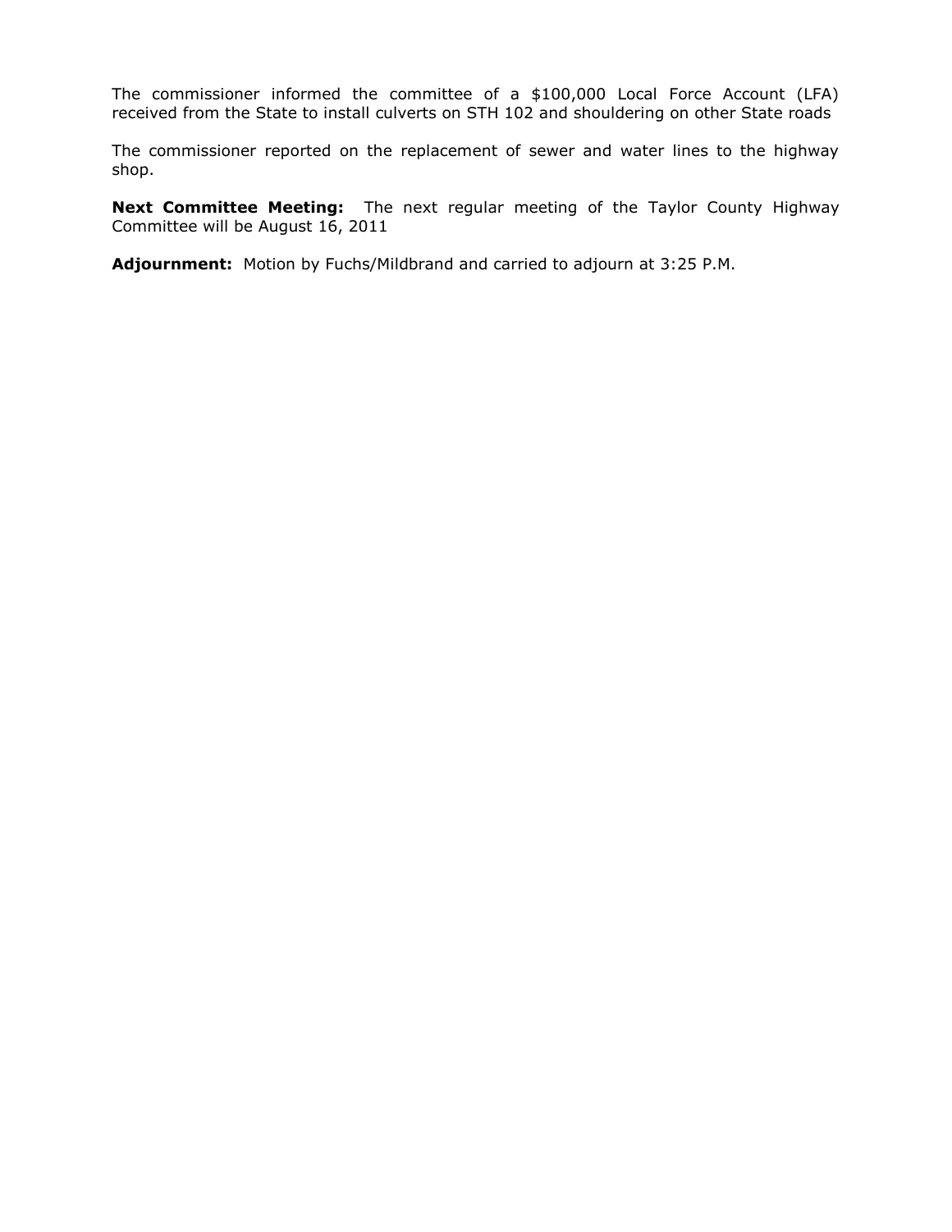The commissioner informed the committee of a $100,000 Local Force Account (LFA) received from the State to install culverts on STH 102 and shouldering on other State roads

The commissioner reported on the replacement of sewer and water lines to the highway shop.

**Next Committee Meeting:** The next regular meeting of the Taylor County Highway Committee will be August 16, 2011

**Adjournment:** Motion by Fuchs/Mildbrand and carried to adjourn at 3:25 P.M.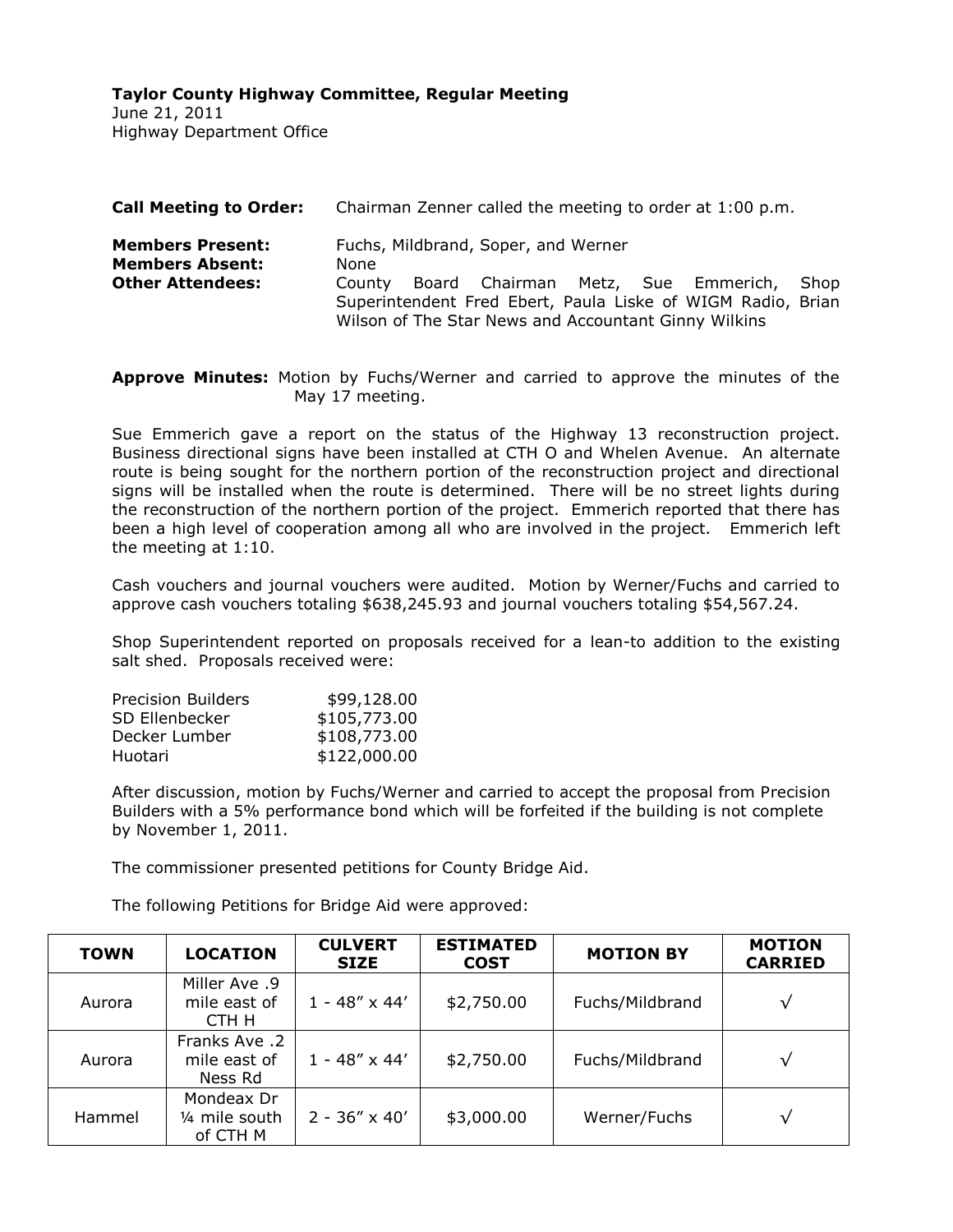**Taylor County Highway Committee, Regular Meeting**
June 21, 2011
Highway Department Office

**Call Meeting to Order:** Chairman Zenner called the meeting to order at 1:00 p.m.

**Members Present:** Fuchs, Mildbrand, Soper, and Werner
**Members Absent:** None
**Other Attendees:** County Board Chairman Metz, Sue Emmerich, Shop Superintendent Fred Ebert, Paula Liske of WIGM Radio, Brian Wilson of The Star News and Accountant Ginny Wilkins

**Approve Minutes:** Motion by Fuchs/Werner and carried to approve the minutes of the May 17 meeting.

Sue Emmerich gave a report on the status of the Highway 13 reconstruction project. Business directional signs have been installed at CTH O and Whelen Avenue. An alternate route is being sought for the northern portion of the reconstruction project and directional signs will be installed when the route is determined. There will be no street lights during the reconstruction of the northern portion of the project. Emmerich reported that there has been a high level of cooperation among all who are involved in the project. Emmerich left the meeting at 1:10.

Cash vouchers and journal vouchers were audited. Motion by Werner/Fuchs and carried to approve cash vouchers totaling $638,245.93 and journal vouchers totaling $54,567.24.

Shop Superintendent reported on proposals received for a lean-to addition to the existing salt shed. Proposals received were:

| | |
|---|---|
| Precision Builders | $99,128.00 |
| SD Ellenbecker | $105,773.00 |
| Decker Lumber | $108,773.00 |
| Huotari | $122,000.00 |

After discussion, motion by Fuchs/Werner and carried to accept the proposal from Precision Builders with a 5% performance bond which will be forfeited if the building is not complete by November 1, 2011.

The commissioner presented petitions for County Bridge Aid.

The following Petitions for Bridge Aid were approved:

| TOWN | LOCATION | CULVERT SIZE | ESTIMATED COST | MOTION BY | MOTION CARRIED |
|---|---|---|---|---|---|
| Aurora | Miller Ave .9 mile east of CTH H | 1 - 48″ x 44′ | $2,750.00 | Fuchs/Mildbrand | √ |
| Aurora | Franks Ave .2 mile east of Ness Rd | 1 - 48″ x 44′ | $2,750.00 | Fuchs/Mildbrand | √ |
| Hammel | Mondeax Dr ¼ mile south of CTH M | 2 - 36″ x 40′ | $3,000.00 | Werner/Fuchs | √ |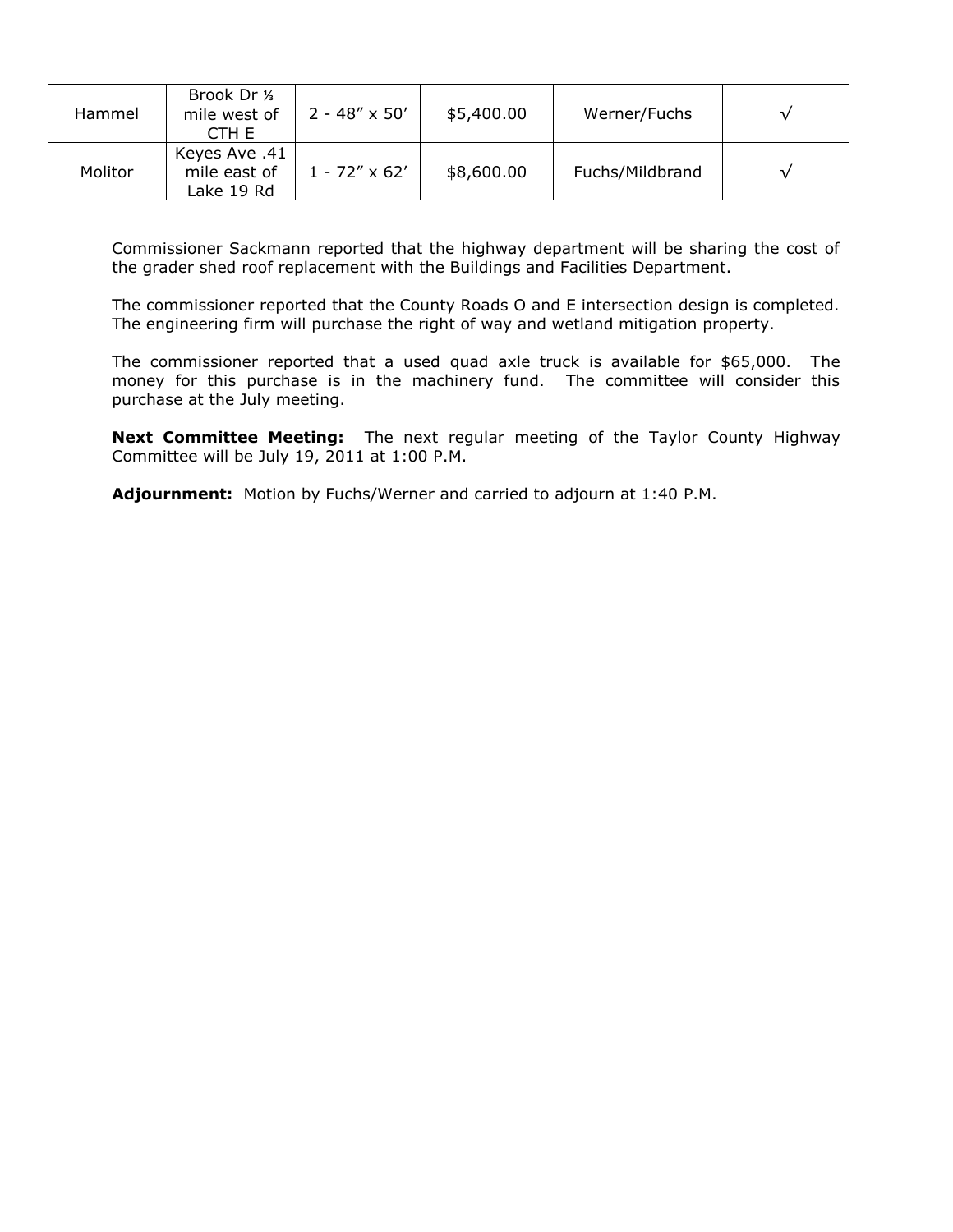| Hammel | Brook Dr ⅓ mile west of CTH E | 2 - 48″ x 50′ | $5,400.00 | Werner/Fuchs | √ |
|---|---|---|---|---|---|
| Molitor | Keyes Ave .41 mile east of Lake 19 Rd | 1 - 72″ x 62′ | $8,600.00 | Fuchs/Mildbrand | √ |

Commissioner Sackmann reported that the highway department will be sharing the cost of the grader shed roof replacement with the Buildings and Facilities Department.

The commissioner reported that the County Roads O and E intersection design is completed. The engineering firm will purchase the right of way and wetland mitigation property.

The commissioner reported that a used quad axle truck is available for $65,000. The money for this purchase is in the machinery fund. The committee will consider this purchase at the July meeting.

**Next Committee Meeting:** The next regular meeting of the Taylor County Highway Committee will be July 19, 2011 at 1:00 P.M.

**Adjournment:** Motion by Fuchs/Werner and carried to adjourn at 1:40 P.M.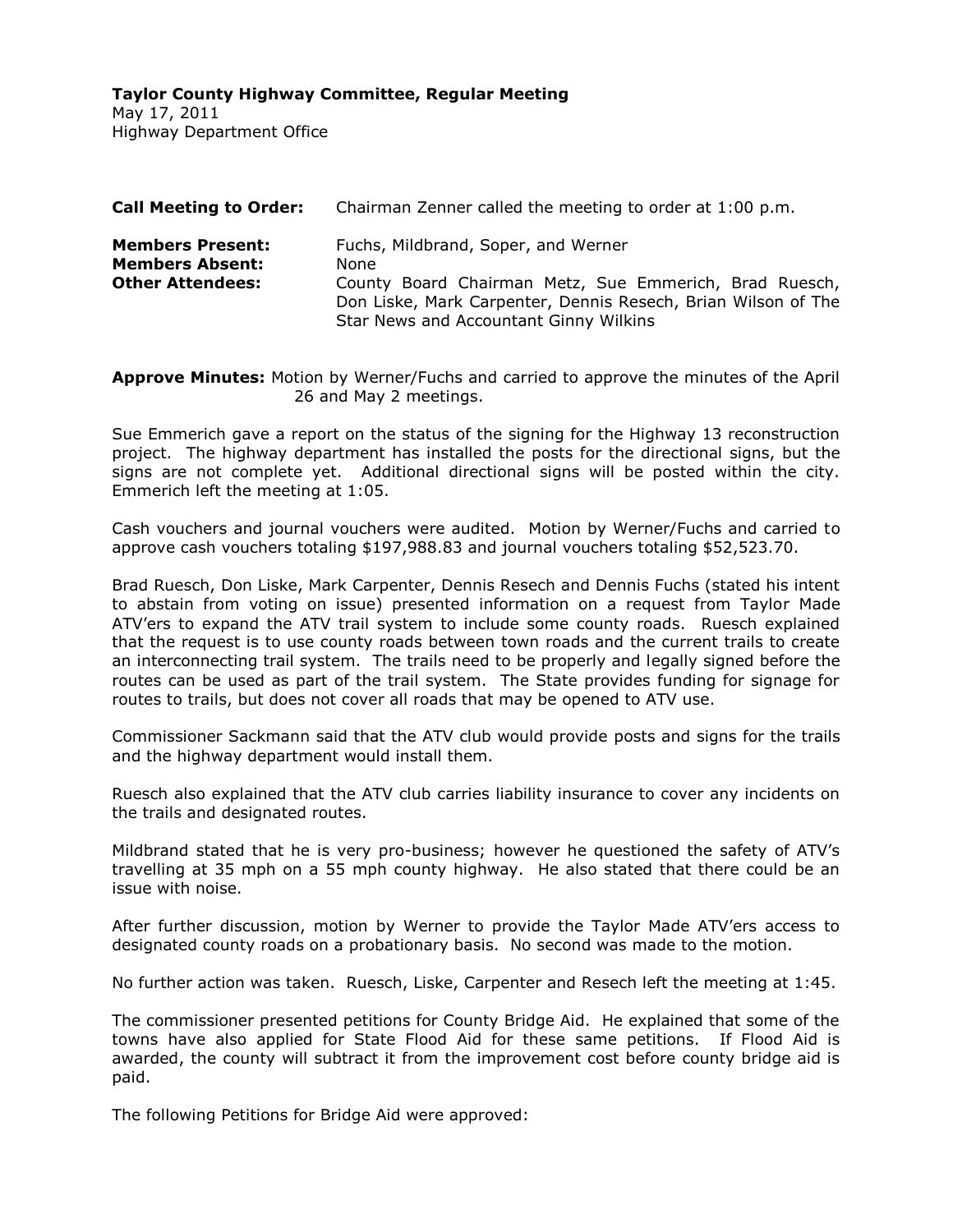**Taylor County Highway Committee, Regular Meeting**
May 17, 2011
Highway Department Office

**Call Meeting to Order:** Chairman Zenner called the meeting to order at 1:00 p.m.

**Members Present:** Fuchs, Mildbrand, Soper, and Werner
**Members Absent:** None
**Other Attendees:** County Board Chairman Metz, Sue Emmerich, Brad Ruesch, Don Liske, Mark Carpenter, Dennis Resech, Brian Wilson of The Star News and Accountant Ginny Wilkins

**Approve Minutes:** Motion by Werner/Fuchs and carried to approve the minutes of the April 26 and May 2 meetings.

Sue Emmerich gave a report on the status of the signing for the Highway 13 reconstruction project. The highway department has installed the posts for the directional signs, but the signs are not complete yet. Additional directional signs will be posted within the city. Emmerich left the meeting at 1:05.

Cash vouchers and journal vouchers were audited. Motion by Werner/Fuchs and carried to approve cash vouchers totaling $197,988.83 and journal vouchers totaling $52,523.70.

Brad Ruesch, Don Liske, Mark Carpenter, Dennis Resech and Dennis Fuchs (stated his intent to abstain from voting on issue) presented information on a request from Taylor Made ATV'ers to expand the ATV trail system to include some county roads. Ruesch explained that the request is to use county roads between town roads and the current trails to create an interconnecting trail system. The trails need to be properly and legally signed before the routes can be used as part of the trail system. The State provides funding for signage for routes to trails, but does not cover all roads that may be opened to ATV use.

Commissioner Sackmann said that the ATV club would provide posts and signs for the trails and the highway department would install them.

Ruesch also explained that the ATV club carries liability insurance to cover any incidents on the trails and designated routes.

Mildbrand stated that he is very pro-business; however he questioned the safety of ATV's travelling at 35 mph on a 55 mph county highway. He also stated that there could be an issue with noise.

After further discussion, motion by Werner to provide the Taylor Made ATV'ers access to designated county roads on a probationary basis. No second was made to the motion.

No further action was taken. Ruesch, Liske, Carpenter and Resech left the meeting at 1:45.

The commissioner presented petitions for County Bridge Aid. He explained that some of the towns have also applied for State Flood Aid for these same petitions. If Flood Aid is awarded, the county will subtract it from the improvement cost before county bridge aid is paid.

The following Petitions for Bridge Aid were approved: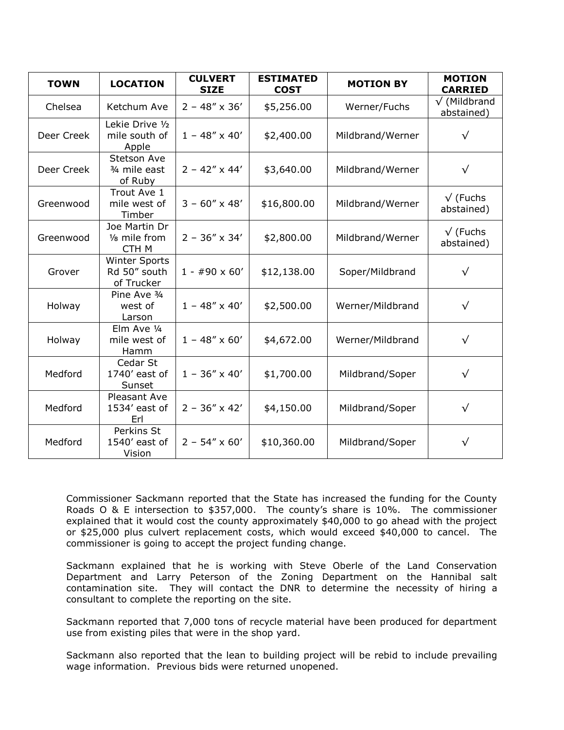| TOWN | LOCATION | CULVERT SIZE | ESTIMATED COST | MOTION BY | MOTION CARRIED |
|---|---|---|---|---|---|
| Chelsea | Ketchum Ave | 2 – 48" x 36' | $5,256.00 | Werner/Fuchs | √ (Mildbrand abstained) |
| Deer Creek | Lekie Drive ½ mile south of Apple | 1 – 48" x 40' | $2,400.00 | Mildbrand/Werner | √ |
| Deer Creek | Stetson Ave ¾ mile east of Ruby | 2 – 42" x 44' | $3,640.00 | Mildbrand/Werner | √ |
| Greenwood | Trout Ave 1 mile west of Timber | 3 – 60" x 48' | $16,800.00 | Mildbrand/Werner | √ (Fuchs abstained) |
| Greenwood | Joe Martin Dr ⅛ mile from CTH M | 2 – 36" x 34' | $2,800.00 | Mildbrand/Werner | √ (Fuchs abstained) |
| Grover | Winter Sports Rd 50" south of Trucker | 1 - #90 x 60' | $12,138.00 | Soper/Mildbrand | √ |
| Holway | Pine Ave ¾ west of Larson | 1 – 48" x 40' | $2,500.00 | Werner/Mildbrand | √ |
| Holway | Elm Ave ¼ mile west of Hamm | 1 – 48" x 60' | $4,672.00 | Werner/Mildbrand | √ |
| Medford | Cedar St 1740' east of Sunset | 1 – 36" x 40' | $1,700.00 | Mildbrand/Soper | √ |
| Medford | Pleasant Ave 1534' east of Erl | 2 – 36" x 42' | $4,150.00 | Mildbrand/Soper | √ |
| Medford | Perkins St 1540' east of Vision | 2 – 54" x 60' | $10,360.00 | Mildbrand/Soper | √ |

Commissioner Sackmann reported that the State has increased the funding for the County Roads O & E intersection to $357,000. The county's share is 10%. The commissioner explained that it would cost the county approximately $40,000 to go ahead with the project or $25,000 plus culvert replacement costs, which would exceed $40,000 to cancel. The commissioner is going to accept the project funding change.

Sackmann explained that he is working with Steve Oberle of the Land Conservation Department and Larry Peterson of the Zoning Department on the Hannibal salt contamination site. They will contact the DNR to determine the necessity of hiring a consultant to complete the reporting on the site.

Sackmann reported that 7,000 tons of recycle material have been produced for department use from existing piles that were in the shop yard.

Sackmann also reported that the lean to building project will be rebid to include prevailing wage information. Previous bids were returned unopened.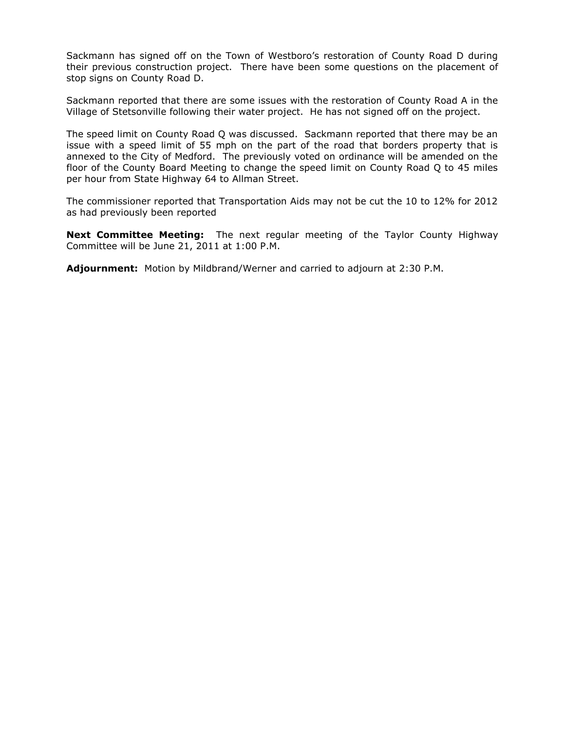Sackmann has signed off on the Town of Westboro's restoration of County Road D during their previous construction project. There have been some questions on the placement of stop signs on County Road D.

Sackmann reported that there are some issues with the restoration of County Road A in the Village of Stetsonville following their water project. He has not signed off on the project.

The speed limit on County Road Q was discussed. Sackmann reported that there may be an issue with a speed limit of 55 mph on the part of the road that borders property that is annexed to the City of Medford. The previously voted on ordinance will be amended on the floor of the County Board Meeting to change the speed limit on County Road Q to 45 miles per hour from State Highway 64 to Allman Street.

The commissioner reported that Transportation Aids may not be cut the 10 to 12% for 2012 as had previously been reported

**Next Committee Meeting:** The next regular meeting of the Taylor County Highway Committee will be June 21, 2011 at 1:00 P.M.

**Adjournment:** Motion by Mildbrand/Werner and carried to adjourn at 2:30 P.M.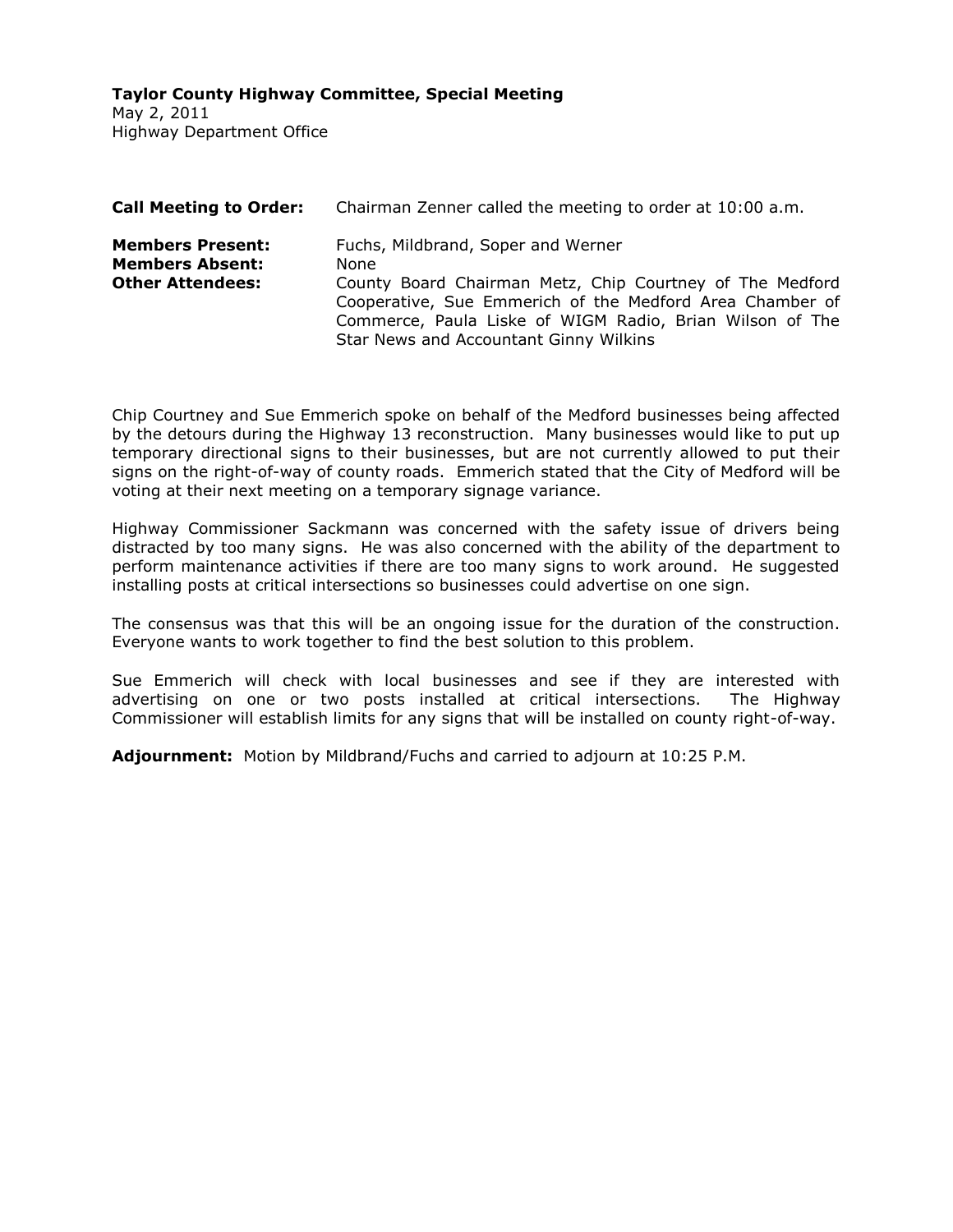**Taylor County Highway Committee, Special Meeting**
May 2, 2011
Highway Department Office

**Call Meeting to Order:** Chairman Zenner called the meeting to order at 10:00 a.m.

**Members Present:** Fuchs, Mildbrand, Soper and Werner
**Members Absent:** None
**Other Attendees:** County Board Chairman Metz, Chip Courtney of The Medford Cooperative, Sue Emmerich of the Medford Area Chamber of Commerce, Paula Liske of WIGM Radio, Brian Wilson of The Star News and Accountant Ginny Wilkins

Chip Courtney and Sue Emmerich spoke on behalf of the Medford businesses being affected by the detours during the Highway 13 reconstruction. Many businesses would like to put up temporary directional signs to their businesses, but are not currently allowed to put their signs on the right-of-way of county roads. Emmerich stated that the City of Medford will be voting at their next meeting on a temporary signage variance.

Highway Commissioner Sackmann was concerned with the safety issue of drivers being distracted by too many signs. He was also concerned with the ability of the department to perform maintenance activities if there are too many signs to work around. He suggested installing posts at critical intersections so businesses could advertise on one sign.

The consensus was that this will be an ongoing issue for the duration of the construction. Everyone wants to work together to find the best solution to this problem.

Sue Emmerich will check with local businesses and see if they are interested with advertising on one or two posts installed at critical intersections. The Highway Commissioner will establish limits for any signs that will be installed on county right-of-way.

**Adjournment:** Motion by Mildbrand/Fuchs and carried to adjourn at 10:25 P.M.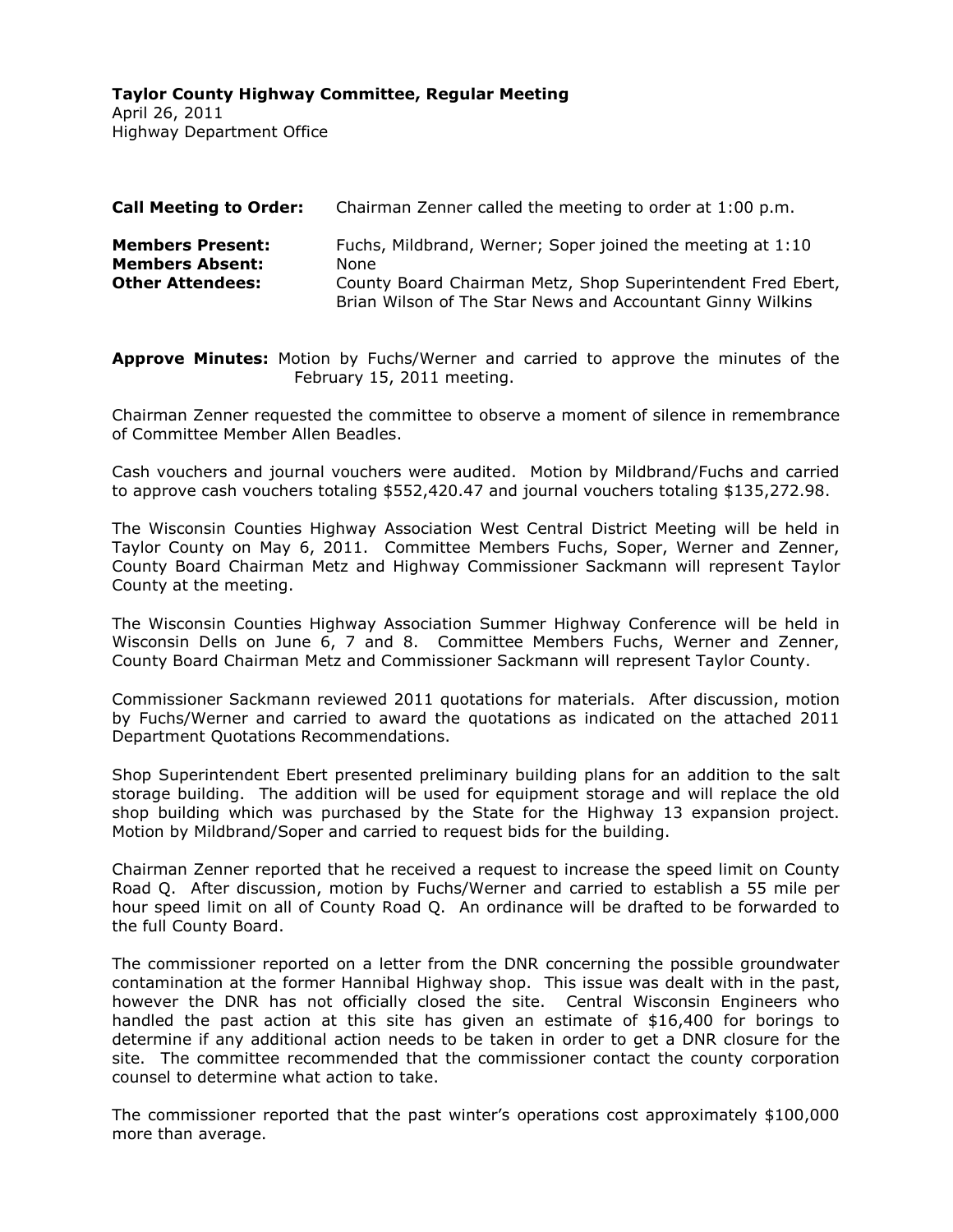**Taylor County Highway Committee, Regular Meeting**
April 26, 2011
Highway Department Office

**Call Meeting to Order:** Chairman Zenner called the meeting to order at 1:00 p.m.

**Members Present:** Fuchs, Mildbrand, Werner; Soper joined the meeting at 1:10
**Members Absent:** None
**Other Attendees:** County Board Chairman Metz, Shop Superintendent Fred Ebert, Brian Wilson of The Star News and Accountant Ginny Wilkins

**Approve Minutes:** Motion by Fuchs/Werner and carried to approve the minutes of the February 15, 2011 meeting.

Chairman Zenner requested the committee to observe a moment of silence in remembrance of Committee Member Allen Beadles.

Cash vouchers and journal vouchers were audited. Motion by Mildbrand/Fuchs and carried to approve cash vouchers totaling $552,420.47 and journal vouchers totaling $135,272.98.

The Wisconsin Counties Highway Association West Central District Meeting will be held in Taylor County on May 6, 2011. Committee Members Fuchs, Soper, Werner and Zenner, County Board Chairman Metz and Highway Commissioner Sackmann will represent Taylor County at the meeting.

The Wisconsin Counties Highway Association Summer Highway Conference will be held in Wisconsin Dells on June 6, 7 and 8. Committee Members Fuchs, Werner and Zenner, County Board Chairman Metz and Commissioner Sackmann will represent Taylor County.

Commissioner Sackmann reviewed 2011 quotations for materials. After discussion, motion by Fuchs/Werner and carried to award the quotations as indicated on the attached 2011 Department Quotations Recommendations.

Shop Superintendent Ebert presented preliminary building plans for an addition to the salt storage building. The addition will be used for equipment storage and will replace the old shop building which was purchased by the State for the Highway 13 expansion project. Motion by Mildbrand/Soper and carried to request bids for the building.

Chairman Zenner reported that he received a request to increase the speed limit on County Road Q. After discussion, motion by Fuchs/Werner and carried to establish a 55 mile per hour speed limit on all of County Road Q. An ordinance will be drafted to be forwarded to the full County Board.

The commissioner reported on a letter from the DNR concerning the possible groundwater contamination at the former Hannibal Highway shop. This issue was dealt with in the past, however the DNR has not officially closed the site. Central Wisconsin Engineers who handled the past action at this site has given an estimate of $16,400 for borings to determine if any additional action needs to be taken in order to get a DNR closure for the site. The committee recommended that the commissioner contact the county corporation counsel to determine what action to take.

The commissioner reported that the past winter's operations cost approximately $100,000 more than average.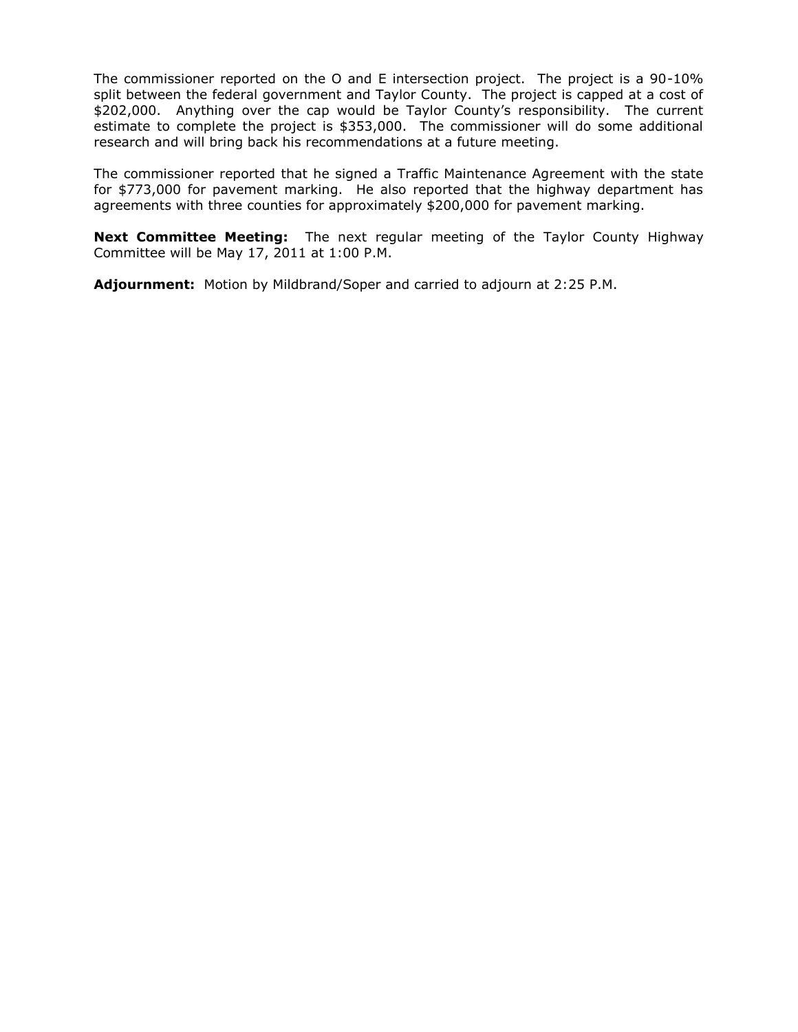The commissioner reported on the O and E intersection project. The project is a 90-10% split between the federal government and Taylor County. The project is capped at a cost of $202,000. Anything over the cap would be Taylor County's responsibility. The current estimate to complete the project is $353,000. The commissioner will do some additional research and will bring back his recommendations at a future meeting.

The commissioner reported that he signed a Traffic Maintenance Agreement with the state for $773,000 for pavement marking. He also reported that the highway department has agreements with three counties for approximately $200,000 for pavement marking.

**Next Committee Meeting:** The next regular meeting of the Taylor County Highway Committee will be May 17, 2011 at 1:00 P.M.

**Adjournment:** Motion by Mildbrand/Soper and carried to adjourn at 2:25 P.M.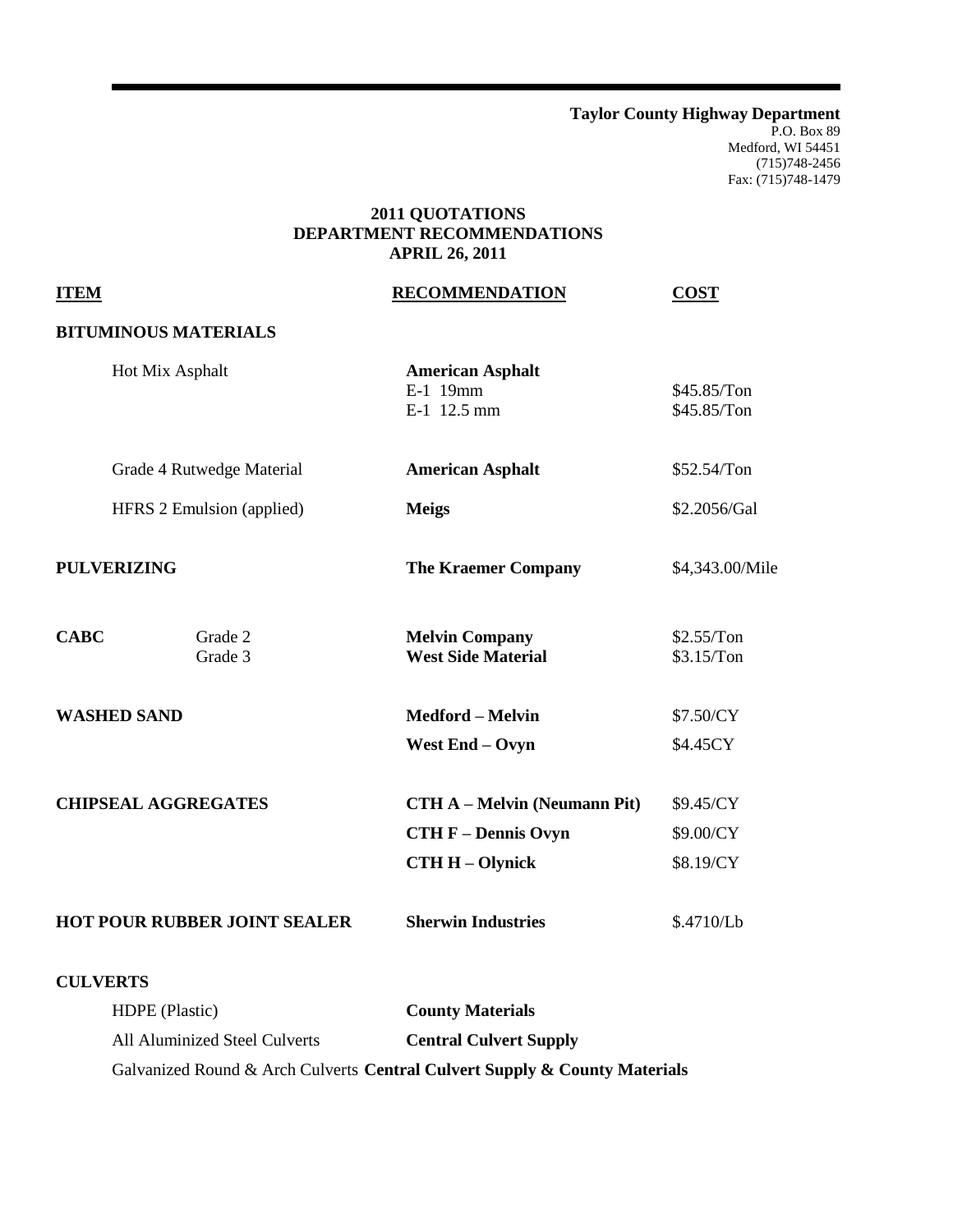**Taylor County Highway Department**
P.O. Box 89
Medford, WI 54451
(715)748-2456
Fax: (715)748-1479

**2011 QUOTATIONS**
**DEPARTMENT RECOMMENDATIONS**
**APRIL 26, 2011**

| ITEM | | RECOMMENDATION | COST |
|---|---|---|---|
| **BITUMINOUS MATERIALS** | | | |
| Hot Mix Asphalt | | **American Asphalt** | |
| | | E-1 19mm | \$45.85/Ton |
| | | E-1 12.5 mm | \$45.85/Ton |
| Grade 4 Rutwedge Material | | **American Asphalt** | \$52.54/Ton |
| HFRS 2 Emulsion (applied) | | **Meigs** | \$2.2056/Gal |
| **PULVERIZING** | | **The Kraemer Company** | \$4,343.00/Mile |
| **CABC** | Grade 2 | **Melvin Company** | \$2.55/Ton |
| | Grade 3 | **West Side Material** | \$3.15/Ton |
| **WASHED SAND** | | **Medford – Melvin** | \$7.50/CY |
| | | **West End – Ovyn** | \$4.45CY |
| **CHIPSEAL AGGREGATES** | | **CTH A – Melvin (Neumann Pit)** | \$9.45/CY |
| | | **CTH F – Dennis Ovyn** | \$9.00/CY |
| | | **CTH H – Olynick** | \$8.19/CY |
| **HOT POUR RUBBER JOINT SEALER** | | **Sherwin Industries** | \$.4710/Lb |
| **CULVERTS** | | | |
| HDPE (Plastic) | | **County Materials** | |
| All Aluminized Steel Culverts | | **Central Culvert Supply** | |
| Galvanized Round & Arch Culverts | | **Central Culvert Supply & County Materials** | |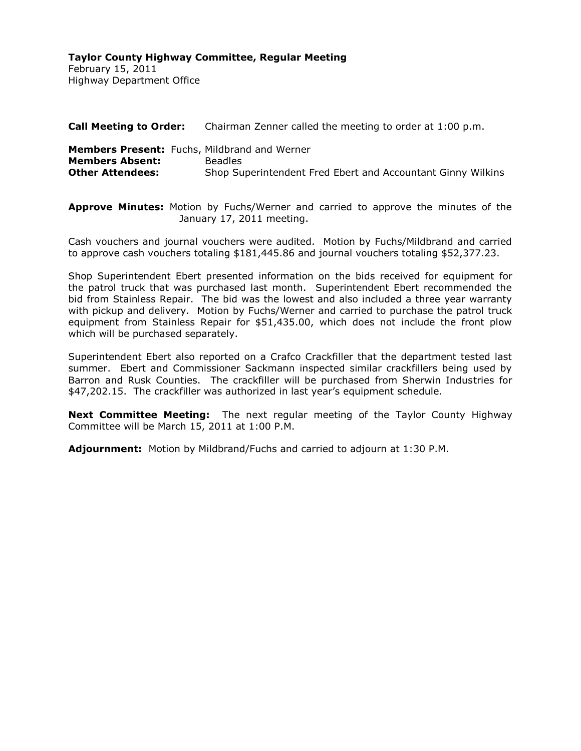**Taylor County Highway Committee, Regular Meeting**
February 15, 2011
Highway Department Office

**Call Meeting to Order:** Chairman Zenner called the meeting to order at 1:00 p.m.

**Members Present:** Fuchs, Mildbrand and Werner
**Members Absent:** Beadles
**Other Attendees:** Shop Superintendent Fred Ebert and Accountant Ginny Wilkins

**Approve Minutes:** Motion by Fuchs/Werner and carried to approve the minutes of the January 17, 2011 meeting.

Cash vouchers and journal vouchers were audited. Motion by Fuchs/Mildbrand and carried to approve cash vouchers totaling $181,445.86 and journal vouchers totaling $52,377.23.

Shop Superintendent Ebert presented information on the bids received for equipment for the patrol truck that was purchased last month. Superintendent Ebert recommended the bid from Stainless Repair. The bid was the lowest and also included a three year warranty with pickup and delivery. Motion by Fuchs/Werner and carried to purchase the patrol truck equipment from Stainless Repair for $51,435.00, which does not include the front plow which will be purchased separately.

Superintendent Ebert also reported on a Crafco Crackfiller that the department tested last summer. Ebert and Commissioner Sackmann inspected similar crackfillers being used by Barron and Rusk Counties. The crackfiller will be purchased from Sherwin Industries for $47,202.15. The crackfiller was authorized in last year's equipment schedule.

**Next Committee Meeting:** The next regular meeting of the Taylor County Highway Committee will be March 15, 2011 at 1:00 P.M.

**Adjournment:** Motion by Mildbrand/Fuchs and carried to adjourn at 1:30 P.M.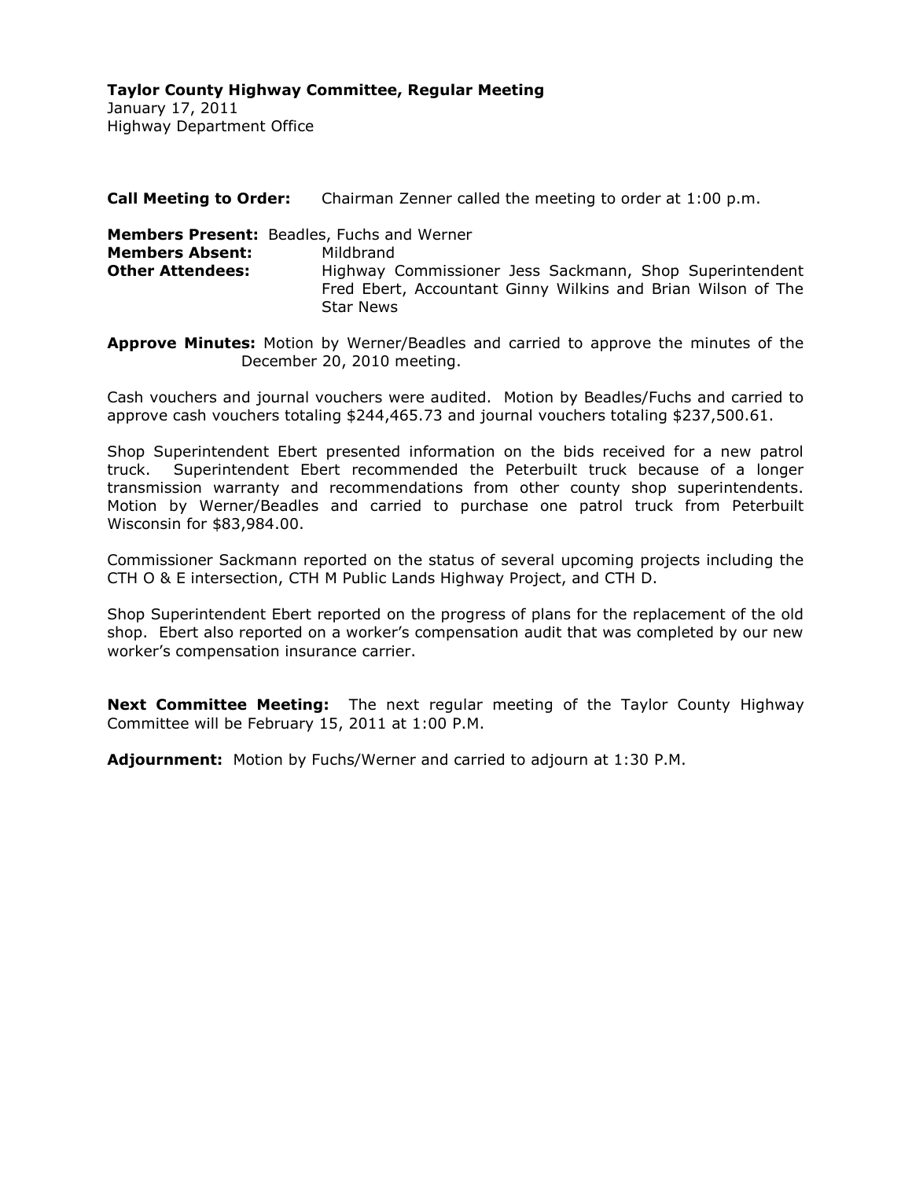**Taylor County Highway Committee, Regular Meeting**
January 17, 2011
Highway Department Office

**Call Meeting to Order:** Chairman Zenner called the meeting to order at 1:00 p.m.

**Members Present:** Beadles, Fuchs and Werner
**Members Absent:** Mildbrand
**Other Attendees:** Highway Commissioner Jess Sackmann, Shop Superintendent Fred Ebert, Accountant Ginny Wilkins and Brian Wilson of The Star News

**Approve Minutes:** Motion by Werner/Beadles and carried to approve the minutes of the December 20, 2010 meeting.

Cash vouchers and journal vouchers were audited. Motion by Beadles/Fuchs and carried to approve cash vouchers totaling $244,465.73 and journal vouchers totaling $237,500.61.

Shop Superintendent Ebert presented information on the bids received for a new patrol truck. Superintendent Ebert recommended the Peterbuilt truck because of a longer transmission warranty and recommendations from other county shop superintendents. Motion by Werner/Beadles and carried to purchase one patrol truck from Peterbuilt Wisconsin for $83,984.00.

Commissioner Sackmann reported on the status of several upcoming projects including the CTH O & E intersection, CTH M Public Lands Highway Project, and CTH D.

Shop Superintendent Ebert reported on the progress of plans for the replacement of the old shop. Ebert also reported on a worker's compensation audit that was completed by our new worker's compensation insurance carrier.

**Next Committee Meeting:** The next regular meeting of the Taylor County Highway Committee will be February 15, 2011 at 1:00 P.M.

**Adjournment:** Motion by Fuchs/Werner and carried to adjourn at 1:30 P.M.